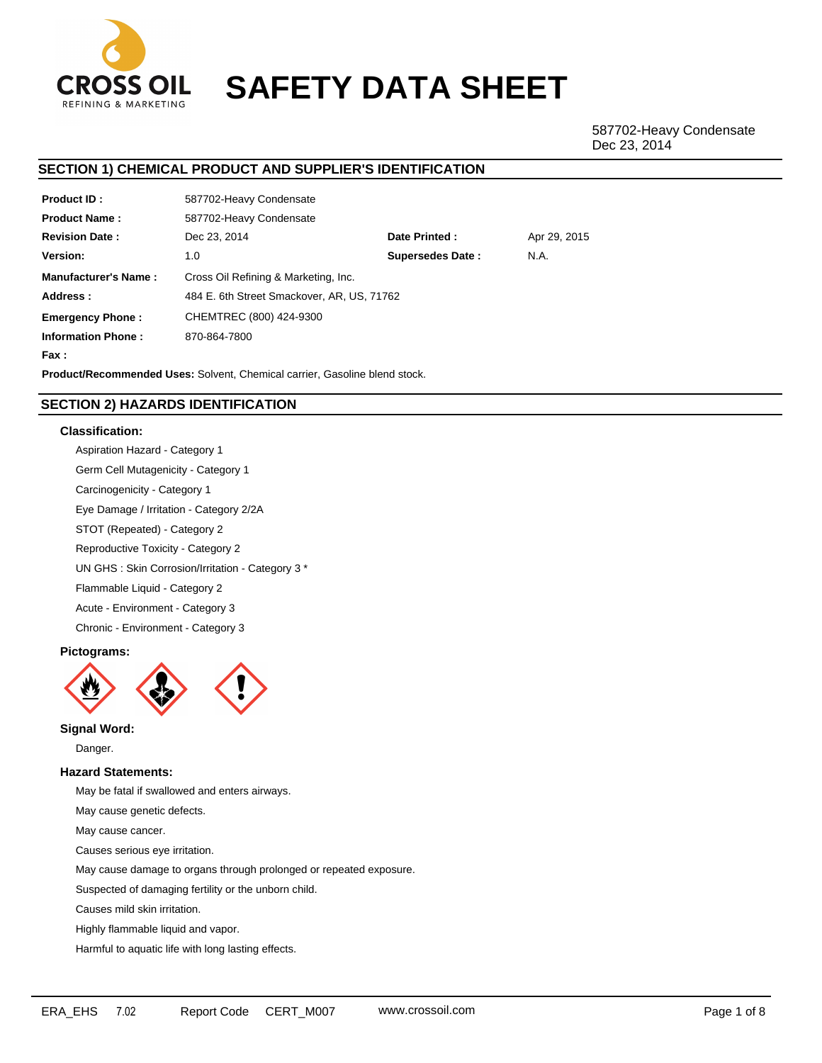CROSS OIL
REFINING & MARKETING

# SAFETY DATA SHEET

587702-Heavy Condensate
Dec 23, 2014

## SECTION 1) CHEMICAL PRODUCT AND SUPPLIER'S IDENTIFICATION

| | | | |
|---|---|---|---|
| **Product ID :** | 587702-Heavy Condensate | | |
| **Product Name :** | 587702-Heavy Condensate | | |
| **Revision Date :** | Dec 23, 2014 | **Date Printed :** | Apr 29, 2015 |
| **Version:** | 1.0 | **Supersedes Date :** | N.A. |
| **Manufacturer's Name :** | Cross Oil Refining & Marketing, Inc. | | |
| **Address :** | 484 E. 6th Street Smackover, AR, US, 71762 | | |
| **Emergency Phone :** | CHEMTREC (800) 424-9300 | | |
| **Information Phone :** | 870-864-7800 | | |
| **Fax :** | | | |

**Product/Recommended Uses:** Solvent, Chemical carrier, Gasoline blend stock.

## SECTION 2) HAZARDS IDENTIFICATION

### Classification:

Aspiration Hazard - Category 1

Germ Cell Mutagenicity - Category 1

Carcinogenicity - Category 1

Eye Damage / Irritation - Category 2/2A

STOT (Repeated) - Category 2

Reproductive Toxicity - Category 2

UN GHS : Skin Corrosion/Irritation - Category 3 *

Flammable Liquid - Category 2

Acute - Environment - Category 3

Chronic - Environment - Category 3

### Pictograms:

### Signal Word:

Danger.

### Hazard Statements:

May be fatal if swallowed and enters airways.

May cause genetic defects.

May cause cancer.

Causes serious eye irritation.

May cause damage to organs through prolonged or repeated exposure.

Suspected of damaging fertility or the unborn child.

Causes mild skin irritation.

Highly flammable liquid and vapor.

Harmful to aquatic life with long lasting effects.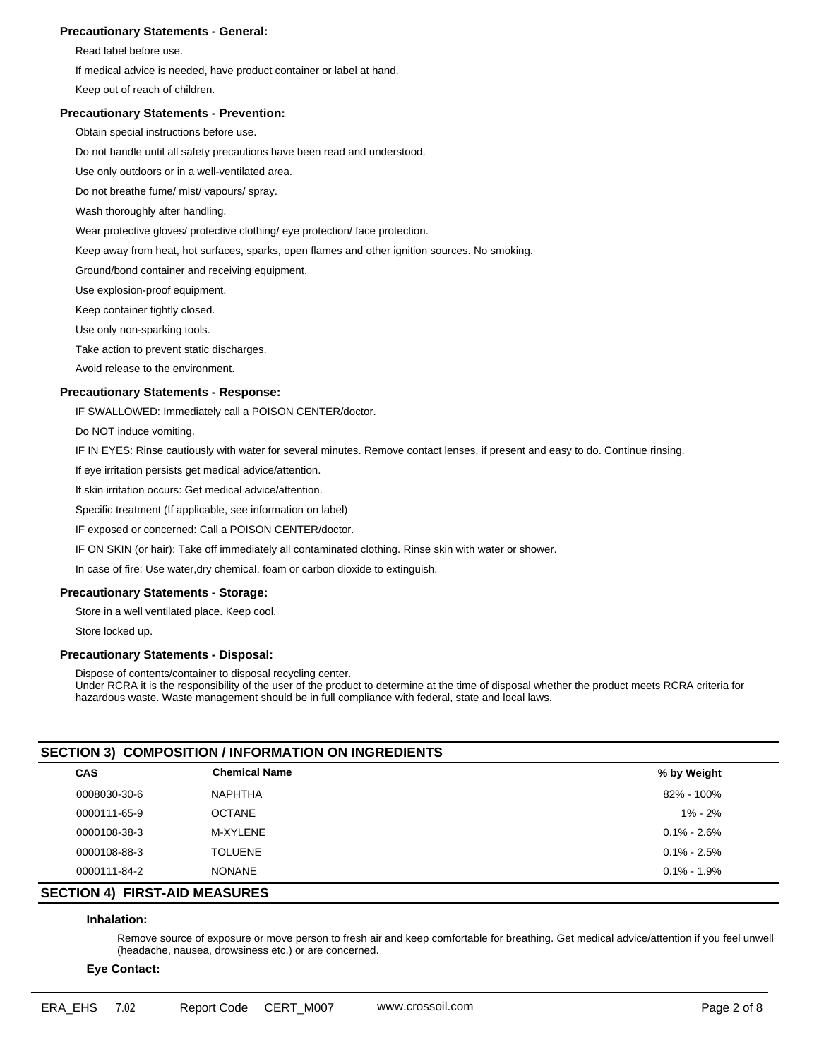**Precautionary Statements - General:**

Read label before use.

If medical advice is needed, have product container or label at hand.

Keep out of reach of children.

**Precautionary Statements - Prevention:**

Obtain special instructions before use.

Do not handle until all safety precautions have been read and understood.

Use only outdoors or in a well-ventilated area.

Do not breathe fume/ mist/ vapours/ spray.

Wash thoroughly after handling.

Wear protective gloves/ protective clothing/ eye protection/ face protection.

Keep away from heat, hot surfaces, sparks, open flames and other ignition sources. No smoking.

Ground/bond container and receiving equipment.

Use explosion-proof equipment.

Keep container tightly closed.

Use only non-sparking tools.

Take action to prevent static discharges.

Avoid release to the environment.

**Precautionary Statements - Response:**

IF SWALLOWED: Immediately call a POISON CENTER/doctor.

Do NOT induce vomiting.

IF IN EYES: Rinse cautiously with water for several minutes. Remove contact lenses, if present and easy to do. Continue rinsing.

If eye irritation persists get medical advice/attention.

If skin irritation occurs: Get medical advice/attention.

Specific treatment (If applicable, see information on label)

IF exposed or concerned: Call a POISON CENTER/doctor.

IF ON SKIN (or hair): Take off immediately all contaminated clothing. Rinse skin with water or shower.

In case of fire: Use water,dry chemical, foam or carbon dioxide to extinguish.

**Precautionary Statements - Storage:**

Store in a well ventilated place. Keep cool.

Store locked up.

**Precautionary Statements - Disposal:**

Dispose of contents/container to disposal recycling center.
Under RCRA it is the responsibility of the user of the product to determine at the time of disposal whether the product meets RCRA criteria for hazardous waste. Waste management should be in full compliance with federal, state and local laws.

## SECTION 3) COMPOSITION / INFORMATION ON INGREDIENTS

| CAS | Chemical Name | % by Weight |
|---|---|---|
| 0008030-30-6 | NAPHTHA | 82% - 100% |
| 0000111-65-9 | OCTANE | 1% - 2% |
| 0000108-38-3 | M-XYLENE | 0.1% - 2.6% |
| 0000108-88-3 | TOLUENE | 0.1% - 2.5% |
| 0000111-84-2 | NONANE | 0.1% - 1.9% |

## SECTION 4) FIRST-AID MEASURES

**Inhalation:**

Remove source of exposure or move person to fresh air and keep comfortable for breathing. Get medical advice/attention if you feel unwell (headache, nausea, drowsiness etc.) or are concerned.

**Eye Contact:**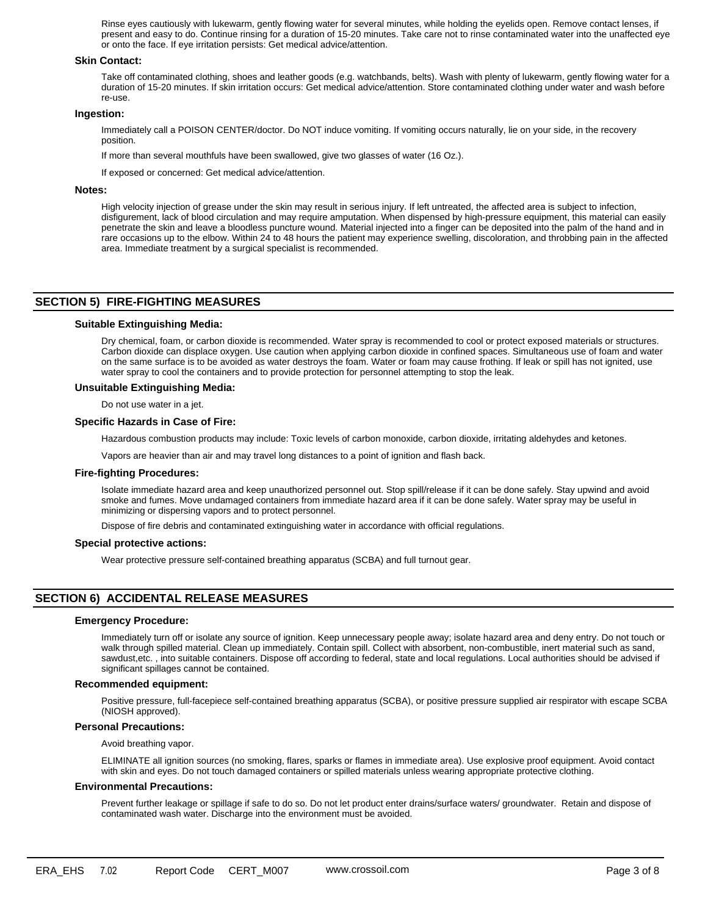Rinse eyes cautiously with lukewarm, gently flowing water for several minutes, while holding the eyelids open. Remove contact lenses, if present and easy to do. Continue rinsing for a duration of 15-20 minutes. Take care not to rinse contaminated water into the unaffected eye or onto the face. If eye irritation persists: Get medical advice/attention.

**Skin Contact:**

Take off contaminated clothing, shoes and leather goods (e.g. watchbands, belts). Wash with plenty of lukewarm, gently flowing water for a duration of 15-20 minutes. If skin irritation occurs: Get medical advice/attention. Store contaminated clothing under water and wash before re-use.

**Ingestion:**

Immediately call a POISON CENTER/doctor. Do NOT induce vomiting. If vomiting occurs naturally, lie on your side, in the recovery position.

If more than several mouthfuls have been swallowed, give two glasses of water (16 Oz.).

If exposed or concerned: Get medical advice/attention.

**Notes:**

High velocity injection of grease under the skin may result in serious injury. If left untreated, the affected area is subject to infection, disfigurement, lack of blood circulation and may require amputation. When dispensed by high-pressure equipment, this material can easily penetrate the skin and leave a bloodless puncture wound. Material injected into a finger can be deposited into the palm of the hand and in rare occasions up to the elbow. Within 24 to 48 hours the patient may experience swelling, discoloration, and throbbing pain in the affected area. Immediate treatment by a surgical specialist is recommended.

## SECTION 5) FIRE-FIGHTING MEASURES

**Suitable Extinguishing Media:**

Dry chemical, foam, or carbon dioxide is recommended. Water spray is recommended to cool or protect exposed materials or structures. Carbon dioxide can displace oxygen. Use caution when applying carbon dioxide in confined spaces. Simultaneous use of foam and water on the same surface is to be avoided as water destroys the foam. Water or foam may cause frothing. If leak or spill has not ignited, use water spray to cool the containers and to provide protection for personnel attempting to stop the leak.

**Unsuitable Extinguishing Media:**

Do not use water in a jet.

**Specific Hazards in Case of Fire:**

Hazardous combustion products may include: Toxic levels of carbon monoxide, carbon dioxide, irritating aldehydes and ketones.

Vapors are heavier than air and may travel long distances to a point of ignition and flash back.

**Fire-fighting Procedures:**

Isolate immediate hazard area and keep unauthorized personnel out. Stop spill/release if it can be done safely. Stay upwind and avoid smoke and fumes. Move undamaged containers from immediate hazard area if it can be done safely. Water spray may be useful in minimizing or dispersing vapors and to protect personnel.

Dispose of fire debris and contaminated extinguishing water in accordance with official regulations.

**Special protective actions:**

Wear protective pressure self-contained breathing apparatus (SCBA) and full turnout gear.

## SECTION 6) ACCIDENTAL RELEASE MEASURES

**Emergency Procedure:**

Immediately turn off or isolate any source of ignition. Keep unnecessary people away; isolate hazard area and deny entry. Do not touch or walk through spilled material. Clean up immediately. Contain spill. Collect with absorbent, non-combustible, inert material such as sand, sawdust,etc. , into suitable containers. Dispose off according to federal, state and local regulations. Local authorities should be advised if significant spillages cannot be contained.

**Recommended equipment:**

Positive pressure, full-facepiece self-contained breathing apparatus (SCBA), or positive pressure supplied air respirator with escape SCBA (NIOSH approved).

**Personal Precautions:**

Avoid breathing vapor.

ELIMINATE all ignition sources (no smoking, flares, sparks or flames in immediate area). Use explosive proof equipment. Avoid contact with skin and eyes. Do not touch damaged containers or spilled materials unless wearing appropriate protective clothing.

**Environmental Precautions:**

Prevent further leakage or spillage if safe to do so. Do not let product enter drains/surface waters/ groundwater. Retain and dispose of contaminated wash water. Discharge into the environment must be avoided.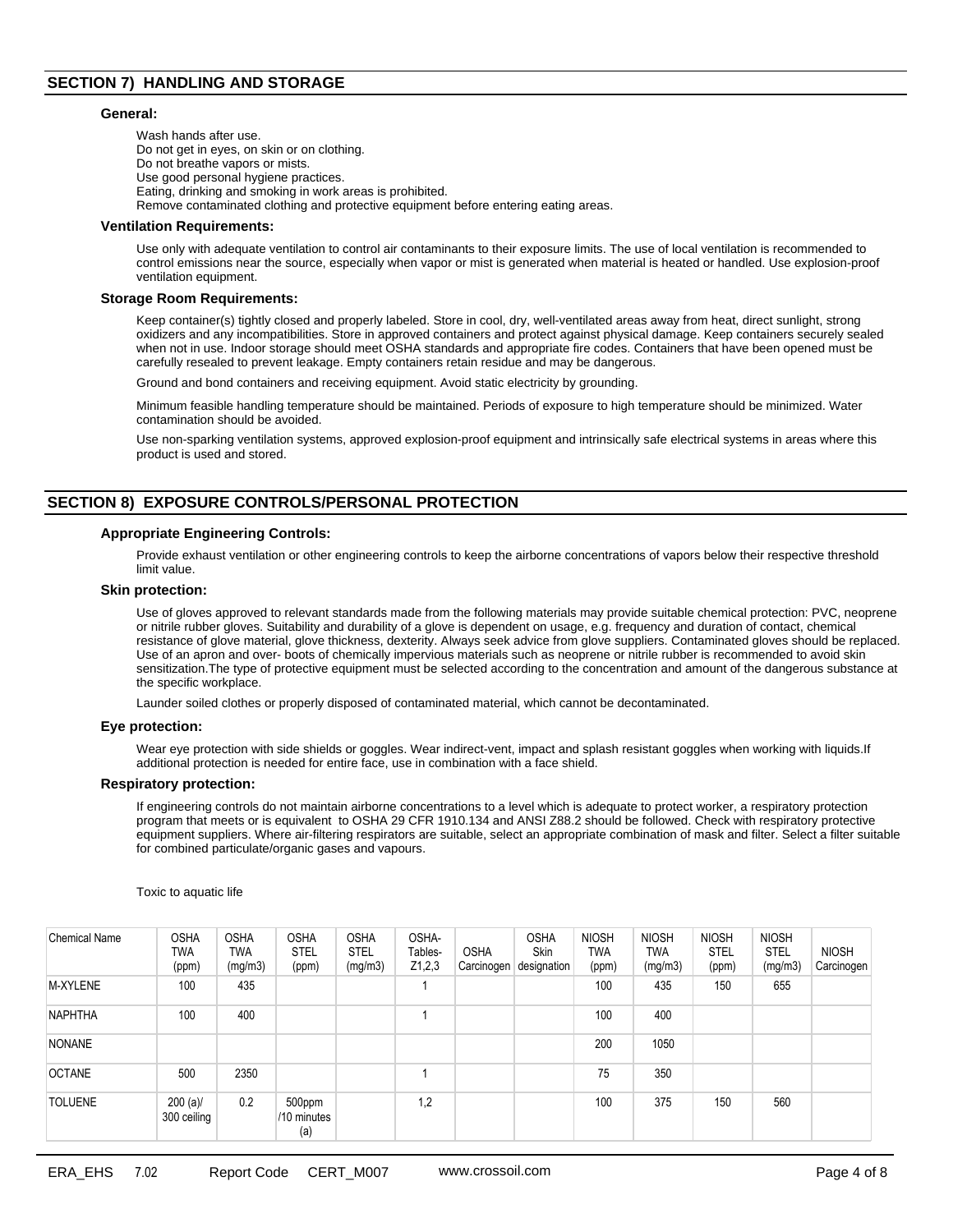## SECTION 7) HANDLING AND STORAGE

### General:

Wash hands after use.
Do not get in eyes, on skin or on clothing.
Do not breathe vapors or mists.
Use good personal hygiene practices.
Eating, drinking and smoking in work areas is prohibited.
Remove contaminated clothing and protective equipment before entering eating areas.

### Ventilation Requirements:

Use only with adequate ventilation to control air contaminants to their exposure limits. The use of local ventilation is recommended to control emissions near the source, especially when vapor or mist is generated when material is heated or handled. Use explosion-proof ventilation equipment.

### Storage Room Requirements:

Keep container(s) tightly closed and properly labeled. Store in cool, dry, well-ventilated areas away from heat, direct sunlight, strong oxidizers and any incompatibilities. Store in approved containers and protect against physical damage. Keep containers securely sealed when not in use. Indoor storage should meet OSHA standards and appropriate fire codes. Containers that have been opened must be carefully resealed to prevent leakage. Empty containers retain residue and may be dangerous.

Ground and bond containers and receiving equipment. Avoid static electricity by grounding.

Minimum feasible handling temperature should be maintained. Periods of exposure to high temperature should be minimized. Water contamination should be avoided.

Use non-sparking ventilation systems, approved explosion-proof equipment and intrinsically safe electrical systems in areas where this product is used and stored.

## SECTION 8) EXPOSURE CONTROLS/PERSONAL PROTECTION

### Appropriate Engineering Controls:

Provide exhaust ventilation or other engineering controls to keep the airborne concentrations of vapors below their respective threshold limit value.

### Skin protection:

Use of gloves approved to relevant standards made from the following materials may provide suitable chemical protection: PVC, neoprene or nitrile rubber gloves. Suitability and durability of a glove is dependent on usage, e.g. frequency and duration of contact, chemical resistance of glove material, glove thickness, dexterity. Always seek advice from glove suppliers. Contaminated gloves should be replaced. Use of an apron and over- boots of chemically impervious materials such as neoprene or nitrile rubber is recommended to avoid skin sensitization.The type of protective equipment must be selected according to the concentration and amount of the dangerous substance at the specific workplace.

Launder soiled clothes or properly disposed of contaminated material, which cannot be decontaminated.

### Eye protection:

Wear eye protection with side shields or goggles. Wear indirect-vent, impact and splash resistant goggles when working with liquids.If additional protection is needed for entire face, use in combination with a face shield.

### Respiratory protection:

If engineering controls do not maintain airborne concentrations to a level which is adequate to protect worker, a respiratory protection program that meets or is equivalent to OSHA 29 CFR 1910.134 and ANSI Z88.2 should be followed. Check with respiratory protective equipment suppliers. Where air-filtering respirators are suitable, select an appropriate combination of mask and filter. Select a filter suitable for combined particulate/organic gases and vapours.

Toxic to aquatic life

| Chemical Name | OSHA TWA (ppm) | OSHA TWA (mg/m3) | OSHA STEL (ppm) | OSHA STEL (mg/m3) | OSHA-Tables-Z1,2,3 | OSHA Carcinogen | OSHA Skin designation | NIOSH TWA (ppm) | NIOSH TWA (mg/m3) | NIOSH STEL (ppm) | NIOSH STEL (mg/m3) | NIOSH Carcinogen |
|---|---|---|---|---|---|---|---|---|---|---|---|---|
| M-XYLENE | 100 | 435 | | | 1 | | | 100 | 435 | 150 | 655 | |
| NAPHTHA | 100 | 400 | | | 1 | | | 100 | 400 | | | |
| NONANE | | | | | | | | 200 | 1050 | | | |
| OCTANE | 500 | 2350 | | | 1 | | | 75 | 350 | | | |
| TOLUENE | 200 (a)/ 300 ceiling | 0.2 | 500ppm /10 minutes (a) | | 1,2 | | | 100 | 375 | 150 | 560 | |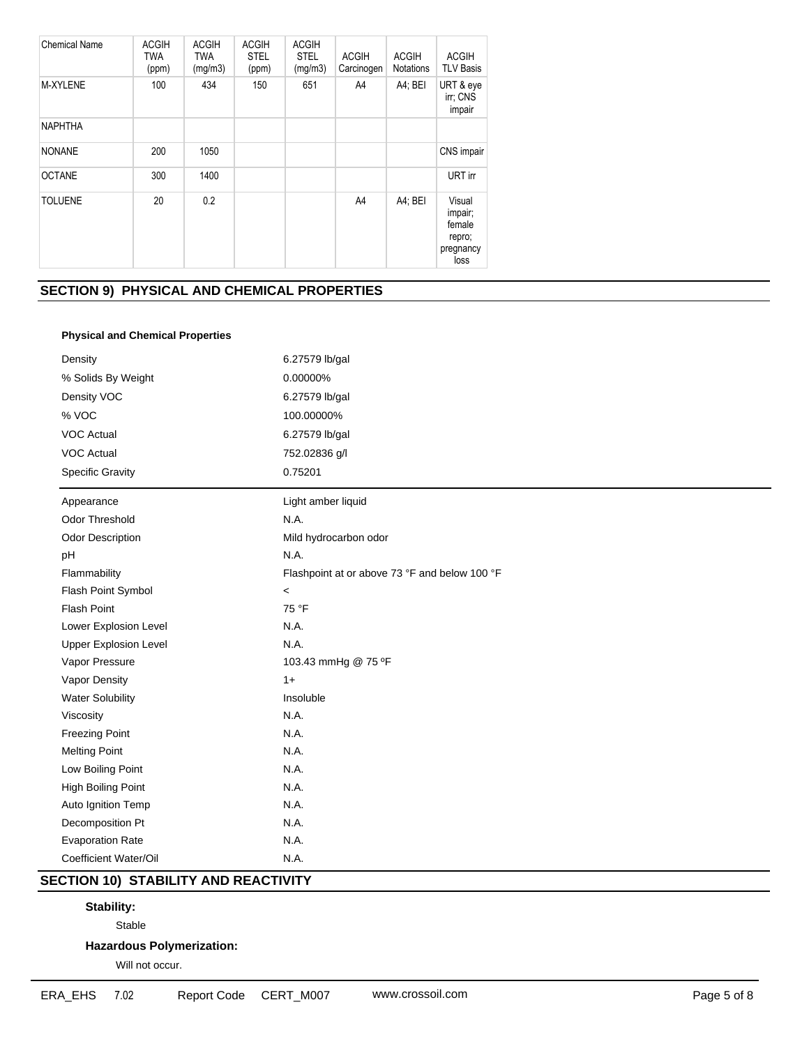| Chemical Name | ACGIH TWA (ppm) | ACGIH TWA (mg/m3) | ACGIH STEL (ppm) | ACGIH STEL (mg/m3) | ACGIH Carcinogen | ACGIH Notations | ACGIH TLV Basis |
|---|---|---|---|---|---|---|---|
| M-XYLENE | 100 | 434 | 150 | 651 | A4 | A4; BEI | URT & eye irr; CNS impair |
| NAPHTHA | | | | | | | |
| NONANE | 200 | 1050 | | | | | CNS impair |
| OCTANE | 300 | 1400 | | | | | URT irr |
| TOLUENE | 20 | 0.2 | | | A4 | A4; BEI | Visual impair; female repro; pregnancy loss |

## SECTION 9) PHYSICAL AND CHEMICAL PROPERTIES

**Physical and Chemical Properties**

| | |
|---|---|
| Density | 6.27579 lb/gal |
| % Solids By Weight | 0.00000% |
| Density VOC | 6.27579 lb/gal |
| % VOC | 100.00000% |
| VOC Actual | 6.27579 lb/gal |
| VOC Actual | 752.02836 g/l |
| Specific Gravity | 0.75201 |

| | |
|---|---|
| Appearance | Light amber liquid |
| Odor Threshold | N.A. |
| Odor Description | Mild hydrocarbon odor |
| pH | N.A. |
| Flammability | Flashpoint at or above 73 °F and below 100 °F |
| Flash Point Symbol | < |
| Flash Point | 75 °F |
| Lower Explosion Level | N.A. |
| Upper Explosion Level | N.A. |
| Vapor Pressure | 103.43 mmHg @ 75 ºF |
| Vapor Density | 1+ |
| Water Solubility | Insoluble |
| Viscosity | N.A. |
| Freezing Point | N.A. |
| Melting Point | N.A. |
| Low Boiling Point | N.A. |
| High Boiling Point | N.A. |
| Auto Ignition Temp | N.A. |
| Decomposition Pt | N.A. |
| Evaporation Rate | N.A. |
| Coefficient Water/Oil | N.A. |

## SECTION 10) STABILITY AND REACTIVITY

**Stability:**

Stable

**Hazardous Polymerization:**

Will not occur.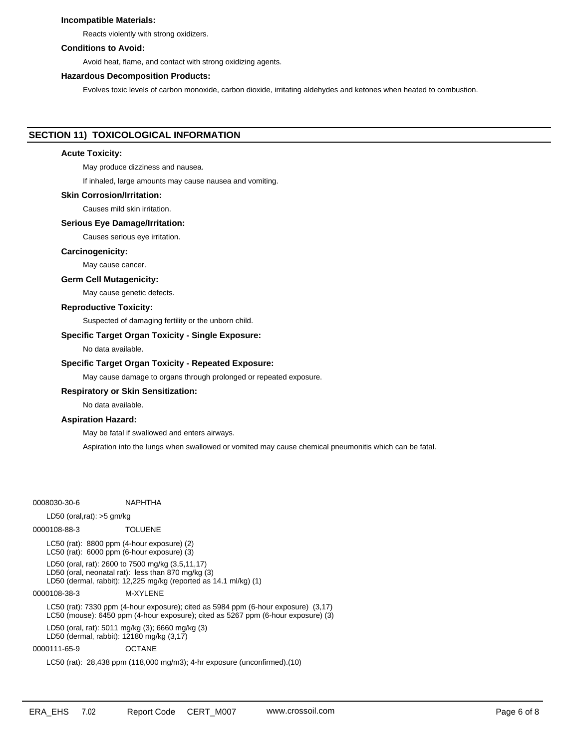**Incompatible Materials:**

Reacts violently with strong oxidizers.

**Conditions to Avoid:**

Avoid heat, flame, and contact with strong oxidizing agents.

**Hazardous Decomposition Products:**

Evolves toxic levels of carbon monoxide, carbon dioxide, irritating aldehydes and ketones when heated to combustion.

## SECTION 11) TOXICOLOGICAL INFORMATION

**Acute Toxicity:**

May produce dizziness and nausea.

If inhaled, large amounts may cause nausea and vomiting.

**Skin Corrosion/Irritation:**

Causes mild skin irritation.

**Serious Eye Damage/Irritation:**

Causes serious eye irritation.

**Carcinogenicity:**

May cause cancer.

**Germ Cell Mutagenicity:**

May cause genetic defects.

**Reproductive Toxicity:**

Suspected of damaging fertility or the unborn child.

**Specific Target Organ Toxicity - Single Exposure:**

No data available.

**Specific Target Organ Toxicity - Repeated Exposure:**

May cause damage to organs through prolonged or repeated exposure.

**Respiratory or Skin Sensitization:**

No data available.

**Aspiration Hazard:**

May be fatal if swallowed and enters airways.

Aspiration into the lungs when swallowed or vomited may cause chemical pneumonitis which can be fatal.

0008030-30-6 NAPHTHA

LD50 (oral,rat): >5 gm/kg

0000108-88-3 TOLUENE

LC50 (rat): 8800 ppm (4-hour exposure) (2)
LC50 (rat): 6000 ppm (6-hour exposure) (3)

LD50 (oral, rat): 2600 to 7500 mg/kg (3,5,11,17)
LD50 (oral, neonatal rat): less than 870 mg/kg (3)
LD50 (dermal, rabbit): 12,225 mg/kg (reported as 14.1 ml/kg) (1)

0000108-38-3 M-XYLENE

LC50 (rat): 7330 ppm (4-hour exposure); cited as 5984 ppm (6-hour exposure) (3,17)
LC50 (mouse): 6450 ppm (4-hour exposure); cited as 5267 ppm (6-hour exposure) (3)

LD50 (oral, rat): 5011 mg/kg (3); 6660 mg/kg (3)
LD50 (dermal, rabbit): 12180 mg/kg (3,17)

0000111-65-9 OCTANE

LC50 (rat): 28,438 ppm (118,000 mg/m3); 4-hr exposure (unconfirmed).(10)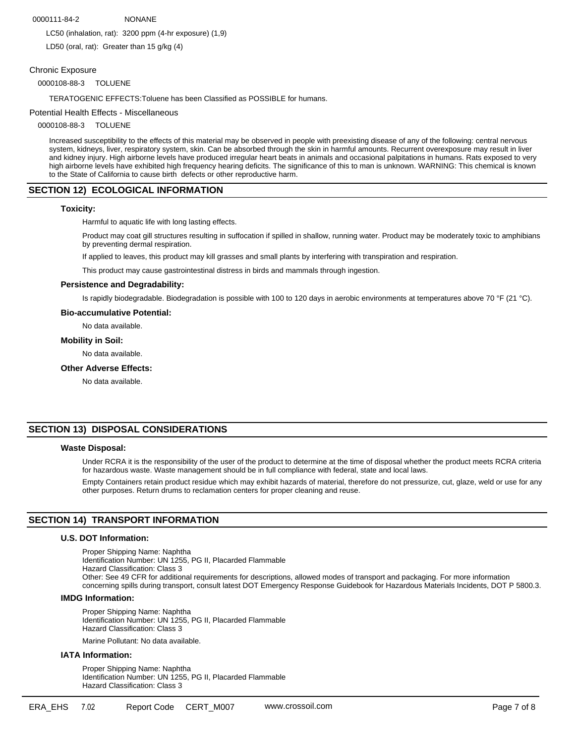0000111-84-2 NONANE

LC50 (inhalation, rat): 3200 ppm (4-hr exposure) (1,9)

LD50 (oral, rat): Greater than 15 g/kg (4)

### Chronic Exposure

0000108-88-3 TOLUENE

TERATOGENIC EFFECTS:Toluene has been Classified as POSSIBLE for humans.

### Potential Health Effects - Miscellaneous

0000108-88-3 TOLUENE

Increased susceptibility to the effects of this material may be observed in people with preexisting disease of any of the following: central nervous system, kidneys, liver, respiratory system, skin. Can be absorbed through the skin in harmful amounts. Recurrent overexposure may result in liver and kidney injury. High airborne levels have produced irregular heart beats in animals and occasional palpitations in humans. Rats exposed to very high airborne levels have exhibited high frequency hearing deficits. The significance of this to man is unknown. WARNING: This chemical is known to the State of California to cause birth defects or other reproductive harm.

## SECTION 12) ECOLOGICAL INFORMATION

**Toxicity:**

Harmful to aquatic life with long lasting effects.

Product may coat gill structures resulting in suffocation if spilled in shallow, running water. Product may be moderately toxic to amphibians by preventing dermal respiration.

If applied to leaves, this product may kill grasses and small plants by interfering with transpiration and respiration.

This product may cause gastrointestinal distress in birds and mammals through ingestion.

**Persistence and Degradability:**

Is rapidly biodegradable. Biodegradation is possible with 100 to 120 days in aerobic environments at temperatures above 70 °F (21 °C).

**Bio-accumulative Potential:**

No data available.

**Mobility in Soil:**

No data available.

**Other Adverse Effects:**

No data available.

## SECTION 13) DISPOSAL CONSIDERATIONS

**Waste Disposal:**

Under RCRA it is the responsibility of the user of the product to determine at the time of disposal whether the product meets RCRA criteria for hazardous waste. Waste management should be in full compliance with federal, state and local laws.

Empty Containers retain product residue which may exhibit hazards of material, therefore do not pressurize, cut, glaze, weld or use for any other purposes. Return drums to reclamation centers for proper cleaning and reuse.

## SECTION 14) TRANSPORT INFORMATION

**U.S. DOT Information:**

Proper Shipping Name: Naphtha
Identification Number: UN 1255, PG II, Placarded Flammable
Hazard Classification: Class 3
Other: See 49 CFR for additional requirements for descriptions, allowed modes of transport and packaging. For more information concerning spills during transport, consult latest DOT Emergency Response Guidebook for Hazardous Materials Incidents, DOT P 5800.3.

**IMDG Information:**

Proper Shipping Name: Naphtha
Identification Number: UN 1255, PG II, Placarded Flammable
Hazard Classification: Class 3

Marine Pollutant: No data available.

**IATA Information:**

Proper Shipping Name: Naphtha
Identification Number: UN 1255, PG II, Placarded Flammable
Hazard Classification: Class 3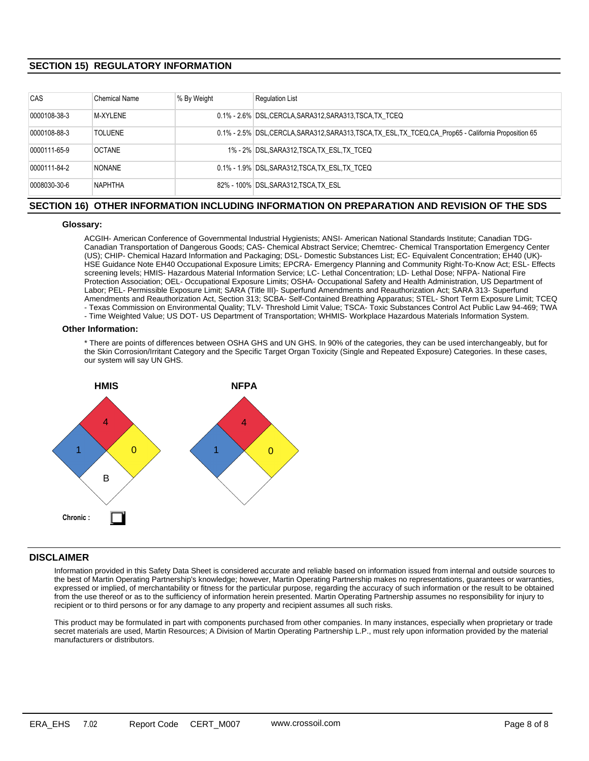## SECTION 15) REGULATORY INFORMATION

| CAS | Chemical Name | % By Weight | Regulation List |
|---|---|---|---|
| 0000108-38-3 | M-XYLENE | 0.1% - 2.6% | DSL,CERCLA,SARA312,SARA313,TSCA,TX_TCEQ |
| 0000108-88-3 | TOLUENE | 0.1% - 2.5% | DSL,CERCLA,SARA312,SARA313,TSCA,TX_ESL,TX_TCEQ,CA_Prop65 - California Proposition 65 |
| 0000111-65-9 | OCTANE | 1% - 2% | DSL,SARA312,TSCA,TX_ESL,TX_TCEQ |
| 0000111-84-2 | NONANE | 0.1% - 1.9% | DSL,SARA312,TSCA,TX_ESL,TX_TCEQ |
| 0008030-30-6 | NAPHTHA | 82% - 100% | DSL,SARA312,TSCA,TX_ESL |

## SECTION 16) OTHER INFORMATION INCLUDING INFORMATION ON PREPARATION AND REVISION OF THE SDS

### Glossary:

ACGIH- American Conference of Governmental Industrial Hygienists; ANSI- American National Standards Institute; Canadian TDG- Canadian Transportation of Dangerous Goods; CAS- Chemical Abstract Service; Chemtrec- Chemical Transportation Emergency Center (US); CHIP- Chemical Hazard Information and Packaging; DSL- Domestic Substances List; EC- Equivalent Concentration; EH40 (UK)- HSE Guidance Note EH40 Occupational Exposure Limits; EPCRA- Emergency Planning and Community Right-To-Know Act; ESL- Effects screening levels; HMIS- Hazardous Material Information Service; LC- Lethal Concentration; LD- Lethal Dose; NFPA- National Fire Protection Association; OEL- Occupational Exposure Limits; OSHA- Occupational Safety and Health Administration, US Department of Labor; PEL- Permissible Exposure Limit; SARA (Title III)- Superfund Amendments and Reauthorization Act; SARA 313- Superfund Amendments and Reauthorization Act, Section 313; SCBA- Self-Contained Breathing Apparatus; STEL- Short Term Exposure Limit; TCEQ - Texas Commission on Environmental Quality; TLV- Threshold Limit Value; TSCA- Toxic Substances Control Act Public Law 94-469; TWA - Time Weighted Value; US DOT- US Department of Transportation; WHMIS- Workplace Hazardous Materials Information System.

### Other Information:

* There are points of differences between OSHA GHS and UN GHS. In 90% of the categories, they can be used interchangeably, but for the Skin Corrosion/Irritant Category and the Specific Target Organ Toxicity (Single and Repeated Exposure) Categories. In these cases, our system will say UN GHS.

**HMIS**

4

1

0

B

Chronic :

**NFPA**

4

1

0

## DISCLAIMER

Information provided in this Safety Data Sheet is considered accurate and reliable based on information issued from internal and outside sources to the best of Martin Operating Partnership's knowledge; however, Martin Operating Partnership makes no representations, guarantees or warranties, expressed or implied, of merchantability or fitness for the particular purpose, regarding the accuracy of such information or the result to be obtained from the use thereof or as to the sufficiency of information herein presented. Martin Operating Partnership assumes no responsibility for injury to recipient or to third persons or for any damage to any property and recipient assumes all such risks.

This product may be formulated in part with components purchased from other companies. In many instances, especially when proprietary or trade secret materials are used, Martin Resources; A Division of Martin Operating Partnership L.P., must rely upon information provided by the material manufacturers or distributors.